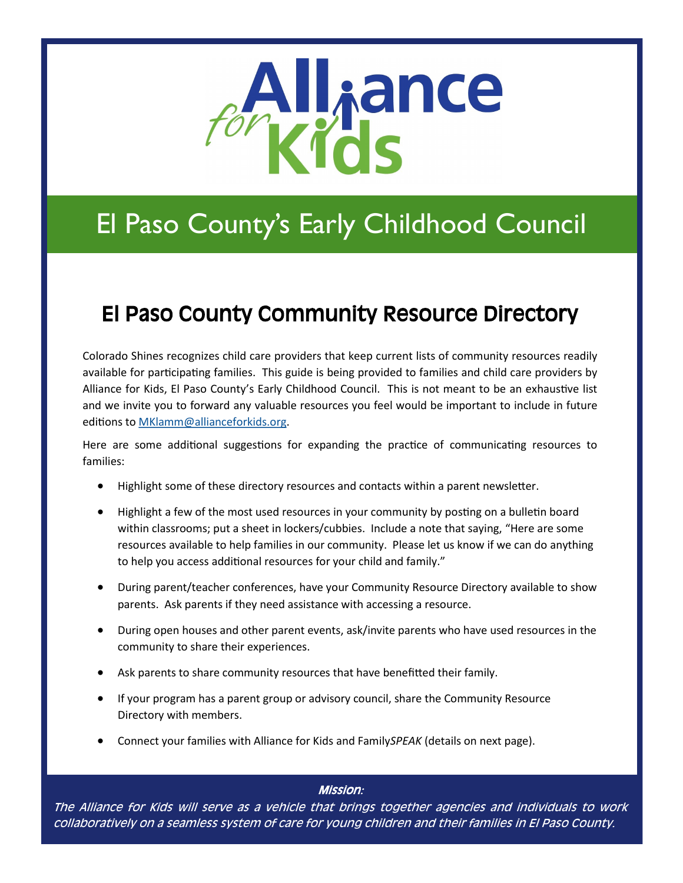# Alliance for Kids

## El Paso County's Early Childhood Council

## El Paso County Community Resource Directory

Colorado Shines recognizes child care providers that keep current lists of community resources readily available for participating families. This guide is being provided to families and child care providers by Alliance for Kids, El Paso County's Early Childhood Council. This is not meant to be an exhaustive list and we invite you to forward any valuable resources you feel would be important to include in future editions to MKlamm@allianceforkids.org.

Here are some additional suggestions for expanding the practice of communicating resources to families:

- Highlight some of these directory resources and contacts within a parent newsletter.
- Highlight a few of the most used resources in your community by posting on a bulletin board within classrooms; put a sheet in lockers/cubbies. Include a note that saying, "Here are some resources available to help families in our community. Please let us know if we can do anything to help you access additional resources for your child and family."
- During parent/teacher conferences, have your Community Resource Directory available to show parents. Ask parents if they need assistance with accessing a resource.
- During open houses and other parent events, ask/invite parents who have used resources in the community to share their experiences.
- Ask parents to share community resources that have benefitted their family.
- If your program has a parent group or advisory council, share the Community Resource Directory with members.
- Connect your families with Alliance for Kids and Family*SPEAK* (details on next page).

***Mission:***

*The Alliance for Kids will serve as a vehicle that brings together agencies and individuals to work collaboratively on a seamless system of care for young children and their families in El Paso County.*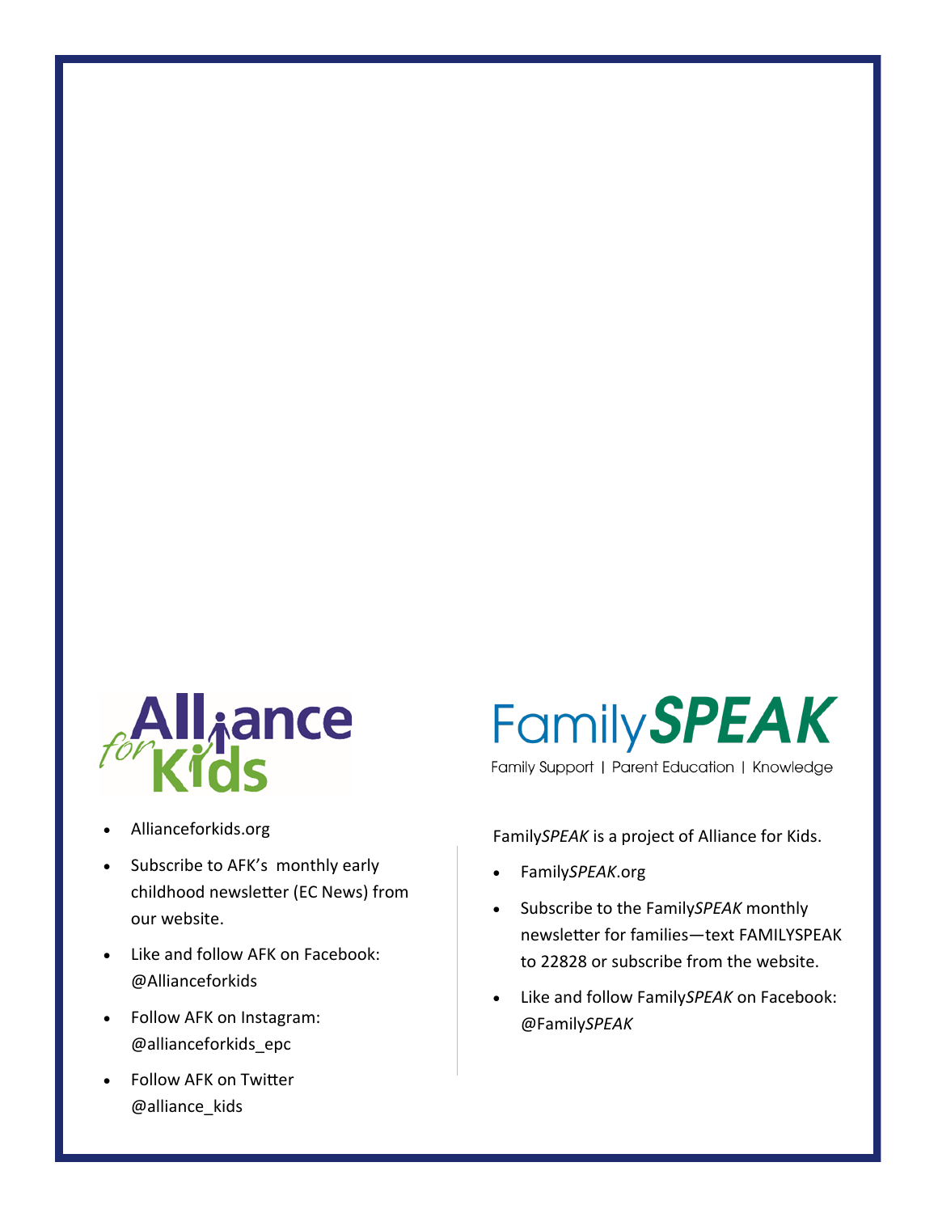Alliance for Kids

- Allianceforkids.org
- Subscribe to AFK's monthly early childhood newsletter (EC News) from our website.
- Like and follow AFK on Facebook: @Allianceforkids
- Follow AFK on Instagram: @allianceforkids_epc
- Follow AFK on Twitter @alliance_kids

Family***SPEAK***

Family Support | Parent Education | Knowledge

Family*SPEAK* is a project of Alliance for Kids.

- Family*SPEAK*.org
- Subscribe to the Family*SPEAK* monthly newsletter for families—text FAMILYSPEAK to 22828 or subscribe from the website.
- Like and follow Family*SPEAK* on Facebook: @Family*SPEAK*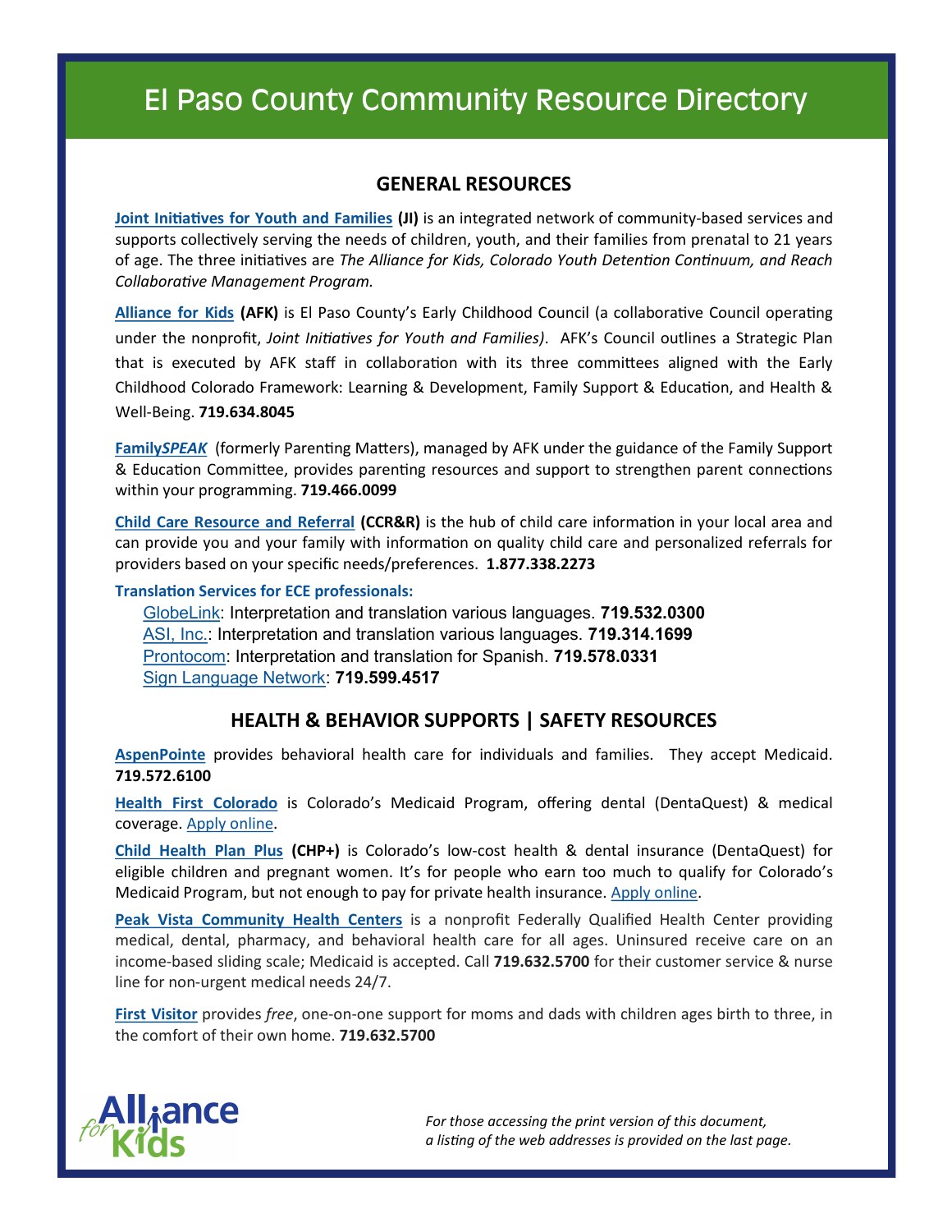# El Paso County Community Resource Directory

## GENERAL RESOURCES

**Joint Initiatives for Youth and Families** **(JI)** is an integrated network of community-based services and supports collectively serving the needs of children, youth, and their families from prenatal to 21 years of age. The three initiatives are *The Alliance for Kids, Colorado Youth Detention Continuum, and Reach Collaborative Management Program.*

**Alliance for Kids** **(AFK)** is El Paso County's Early Childhood Council (a collaborative Council operating under the nonprofit, *Joint Initiatives for Youth and Families)*. AFK's Council outlines a Strategic Plan that is executed by AFK staff in collaboration with its three committees aligned with the Early Childhood Colorado Framework: Learning & Development, Family Support & Education, and Health & Well-Being. **719.634.8045**

**Family*SPEAK*** (formerly Parenting Matters), managed by AFK under the guidance of the Family Support & Education Committee, provides parenting resources and support to strengthen parent connections within your programming. **719.466.0099**

**Child Care Resource and Referral** **(CCR&R)** is the hub of child care information in your local area and can provide you and your family with information on quality child care and personalized referrals for providers based on your specific needs/preferences. **1.877.338.2273**

**Translation Services for ECE professionals:**

- GlobeLink: Interpretation and translation various languages. **719.532.0300**
- ASI, Inc.: Interpretation and translation various languages. **719.314.1699**
- Prontocom: Interpretation and translation for Spanish. **719.578.0331**
- Sign Language Network: **719.599.4517**

## HEALTH & BEHAVIOR SUPPORTS | SAFETY RESOURCES

**AspenPointe** provides behavioral health care for individuals and families. They accept Medicaid. **719.572.6100**

**Health First Colorado** is Colorado's Medicaid Program, offering dental (DentaQuest) & medical coverage. Apply online.

**Child Health Plan Plus** **(CHP+)** is Colorado's low-cost health & dental insurance (DentaQuest) for eligible children and pregnant women. It's for people who earn too much to qualify for Colorado's Medicaid Program, but not enough to pay for private health insurance. Apply online.

**Peak Vista Community Health Centers** is a nonprofit Federally Qualified Health Center providing medical, dental, pharmacy, and behavioral health care for all ages. Uninsured receive care on an income-based sliding scale; Medicaid is accepted. Call **719.632.5700** for their customer service & nurse line for non-urgent medical needs 24/7.

**First Visitor** provides *free*, one-on-one support for moms and dads with children ages birth to three, in the comfort of their own home. **719.632.5700**

Alliance for Kids

*For those accessing the print version of this document, a listing of the web addresses is provided on the last page.*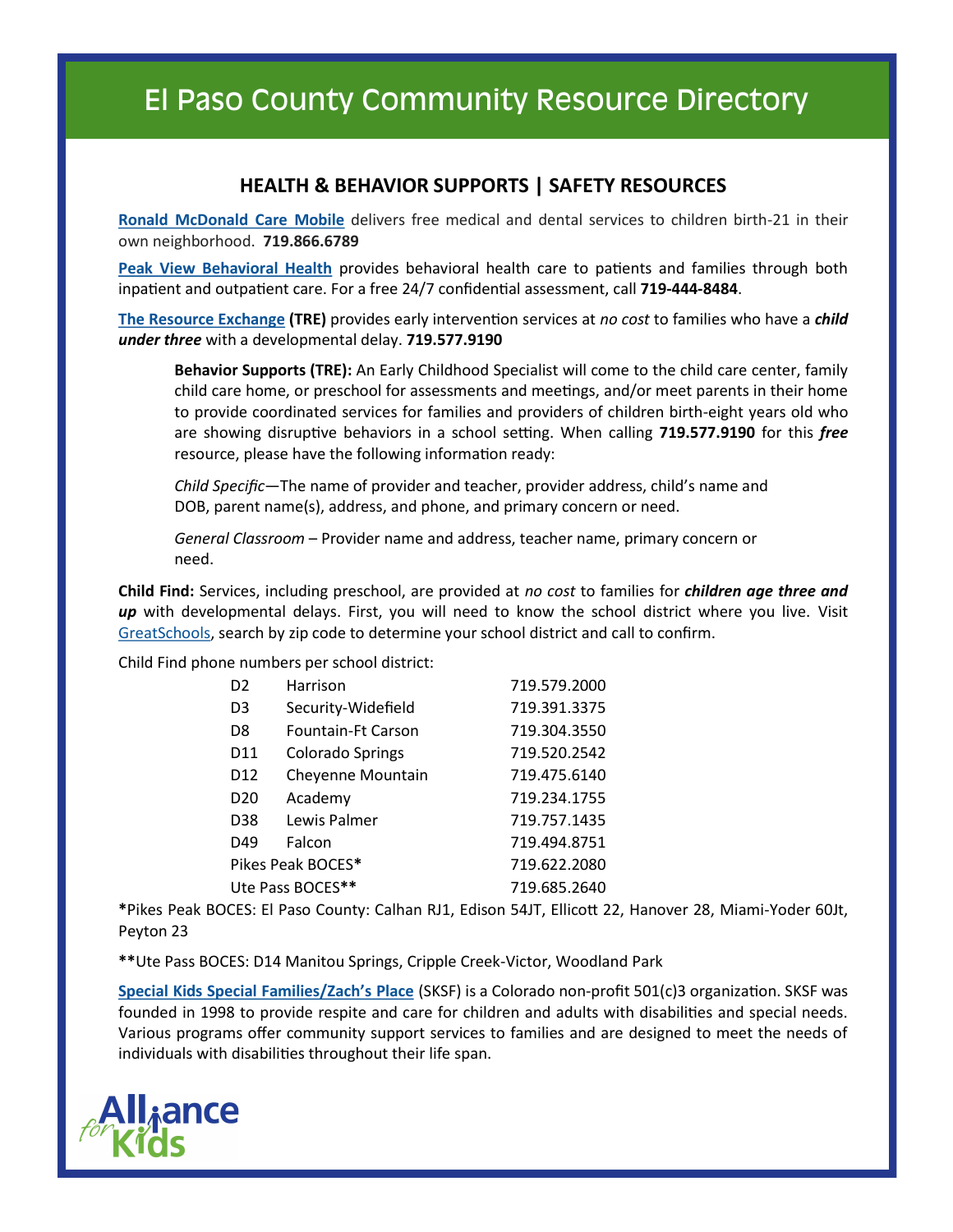# El Paso County Community Resource Directory

## HEALTH & BEHAVIOR SUPPORTS | SAFETY RESOURCES

**Ronald McDonald Care Mobile** delivers free medical and dental services to children birth-21 in their own neighborhood. **719.866.6789**

**Peak View Behavioral Health** provides behavioral health care to patients and families through both inpatient and outpatient care. For a free 24/7 confidential assessment, call **719-444-8484**.

**The Resource Exchange** **(TRE)** provides early intervention services at *no cost* to families who have a ***child under three*** with a developmental delay. **719.577.9190**

> **Behavior Supports (TRE):** An Early Childhood Specialist will come to the child care center, family child care home, or preschool for assessments and meetings, and/or meet parents in their home to provide coordinated services for families and providers of children birth-eight years old who are showing disruptive behaviors in a school setting. When calling **719.577.9190** for this ***free*** resource, please have the following information ready:
>
> *Child Specific*—The name of provider and teacher, provider address, child's name and DOB, parent name(s), address, and phone, and primary concern or need.
>
> *General Classroom* – Provider name and address, teacher name, primary concern or need.

**Child Find:** Services, including preschool, are provided at *no cost* to families for ***children age three and up*** with developmental delays. First, you will need to know the school district where you live. Visit GreatSchools, search by zip code to determine your school district and call to confirm.

Child Find phone numbers per school district:

| | | |
|---|---|---|
| D2 | Harrison | 719.579.2000 |
| D3 | Security-Widefield | 719.391.3375 |
| D8 | Fountain-Ft Carson | 719.304.3550 |
| D11 | Colorado Springs | 719.520.2542 |
| D12 | Cheyenne Mountain | 719.475.6140 |
| D20 | Academy | 719.234.1755 |
| D38 | Lewis Palmer | 719.757.1435 |
| D49 | Falcon | 719.494.8751 |
| Pikes Peak BOCES* | | 719.622.2080 |
| Ute Pass BOCES** | | 719.685.2640 |

*Pikes Peak BOCES: El Paso County: Calhan RJ1, Edison 54JT, Ellicott 22, Hanover 28, Miami-Yoder 60Jt, Peyton 23

**Ute Pass BOCES: D14 Manitou Springs, Cripple Creek-Victor, Woodland Park

**Special Kids Special Families/Zach's Place** (SKSF) is a Colorado non-profit 501(c)3 organization. SKSF was founded in 1998 to provide respite and care for children and adults with disabilities and special needs. Various programs offer community support services to families and are designed to meet the needs of individuals with disabilities throughout their life span.

Alliance for Kids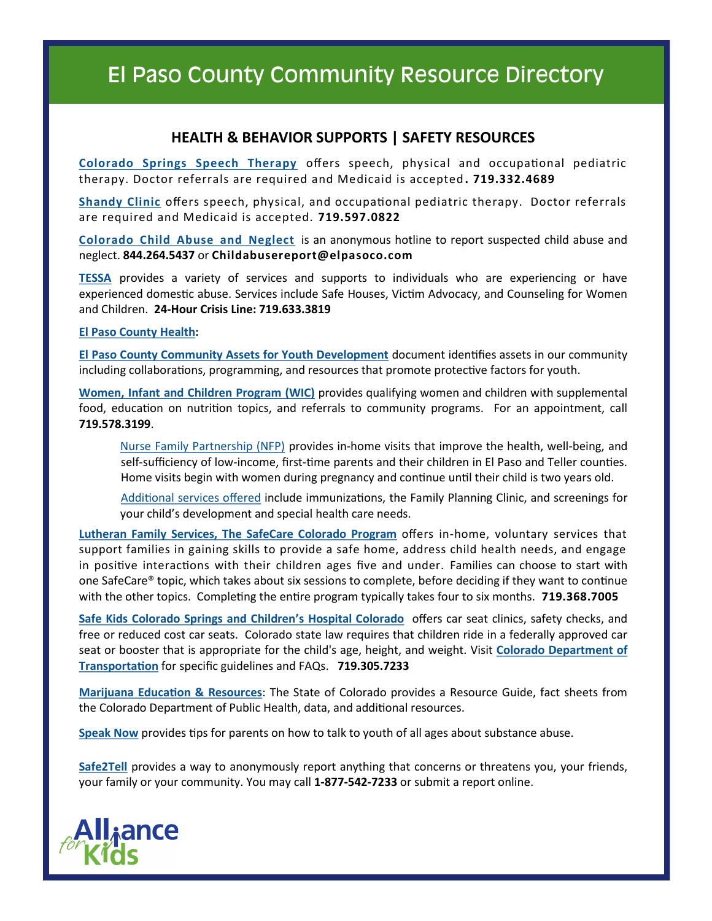# El Paso County Community Resource Directory

## HEALTH & BEHAVIOR SUPPORTS | SAFETY RESOURCES

**Colorado Springs Speech Therapy** offers speech, physical and occupational pediatric therapy. Doctor referrals are required and Medicaid is accepted**. 719.332.4689**

**Shandy Clinic** offers speech, physical, and occupational pediatric therapy. Doctor referrals are required and Medicaid is accepted. **719.597.0822**

**Colorado Child Abuse and Neglect** is an anonymous hotline to report suspected child abuse and neglect. **844.264.5437** or **Childabusereport@elpasoco.com**

**TESSA** provides a variety of services and supports to individuals who are experiencing or have experienced domestic abuse. Services include Safe Houses, Victim Advocacy, and Counseling for Women and Children. **24-Hour Crisis Line: 719.633.3819**

**El Paso County Health:**

**El Paso County Community Assets for Youth Development** document identifies assets in our community including collaborations, programming, and resources that promote protective factors for youth.

**Women, Infant and Children Program (WIC)** provides qualifying women and children with supplemental food, education on nutrition topics, and referrals to community programs. For an appointment, call **719.578.3199**.

> Nurse Family Partnership (NFP) provides in-home visits that improve the health, well-being, and self-sufficiency of low-income, first-time parents and their children in El Paso and Teller counties. Home visits begin with women during pregnancy and continue until their child is two years old.
>
> Additional services offered include immunizations, the Family Planning Clinic, and screenings for your child's development and special health care needs.

**Lutheran Family Services, The SafeCare Colorado Program** offers in-home, voluntary services that support families in gaining skills to provide a safe home, address child health needs, and engage in positive interactions with their children ages five and under. Families can choose to start with one SafeCare® topic, which takes about six sessions to complete, before deciding if they want to continue with the other topics. Completing the entire program typically takes four to six months. **719.368.7005**

**Safe Kids Colorado Springs and Children's Hospital Colorado** offers car seat clinics, safety checks, and free or reduced cost car seats. Colorado state law requires that children ride in a federally approved car seat or booster that is appropriate for the child's age, height, and weight. Visit **Colorado Department of Transportation** for specific guidelines and FAQs. **719.305.7233**

**Marijuana Education & Resources**: The State of Colorado provides a Resource Guide, fact sheets from the Colorado Department of Public Health, data, and additional resources.

**Speak Now** provides tips for parents on how to talk to youth of all ages about substance abuse.

**Safe2Tell** provides a way to anonymously report anything that concerns or threatens you, your friends, your family or your community. You may call **1-877-542-7233** or submit a report online.

Alliance for Kids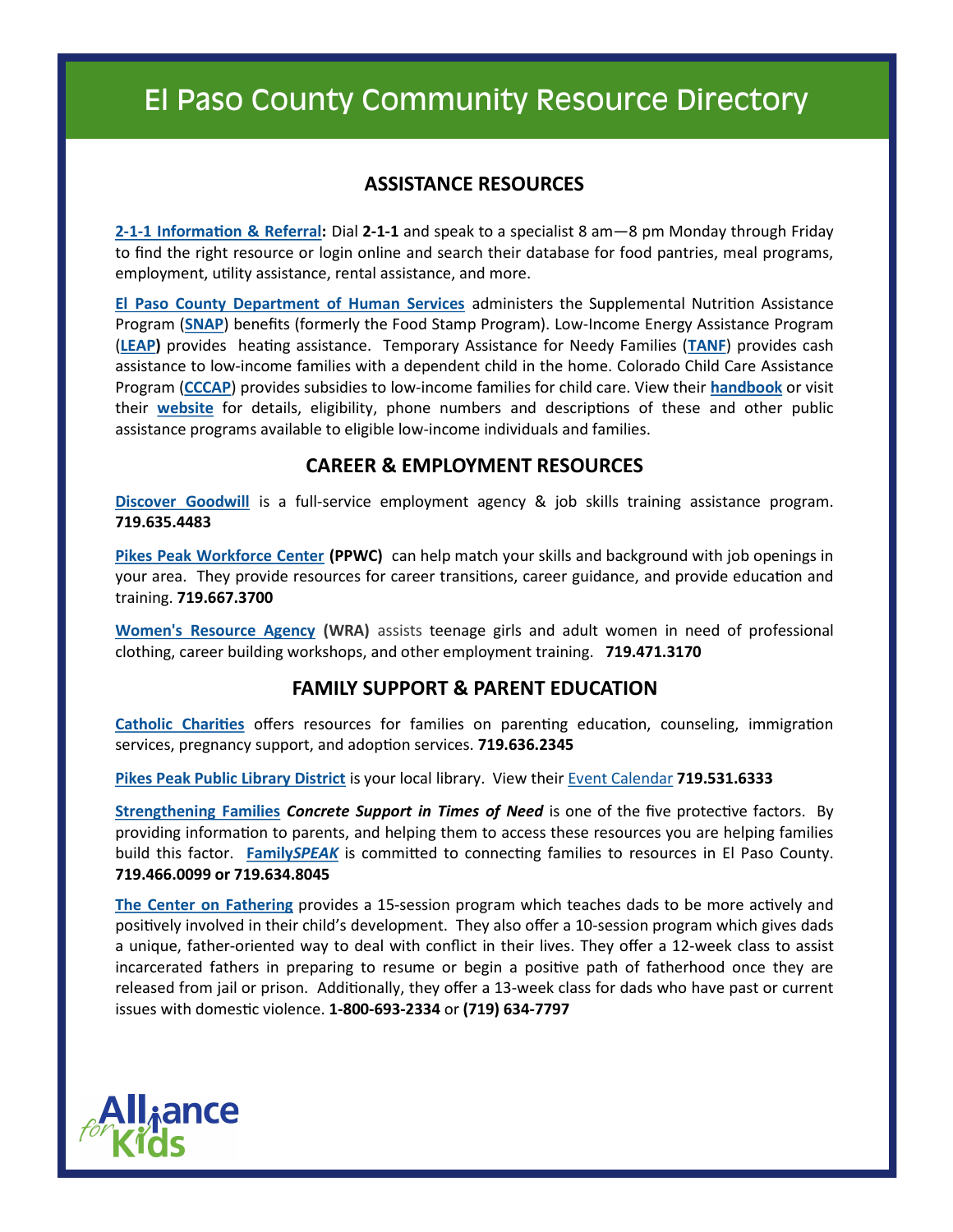# El Paso County Community Resource Directory

## ASSISTANCE RESOURCES

**2-1-1 Information & Referral:** Dial **2-1-1** and speak to a specialist 8 am—8 pm Monday through Friday to find the right resource or login online and search their database for food pantries, meal programs, employment, utility assistance, rental assistance, and more.

**El Paso County Department of Human Services** administers the Supplemental Nutrition Assistance Program (**SNAP**) benefits (formerly the Food Stamp Program). Low-Income Energy Assistance Program (**LEAP**) provides heating assistance. Temporary Assistance for Needy Families (**TANF**) provides cash assistance to low-income families with a dependent child in the home. Colorado Child Care Assistance Program (**CCCAP**) provides subsidies to low-income families for child care. View their **handbook** or visit their **website** for details, eligibility, phone numbers and descriptions of these and other public assistance programs available to eligible low-income individuals and families.

## CAREER & EMPLOYMENT RESOURCES

**Discover Goodwill** is a full-service employment agency & job skills training assistance program. **719.635.4483**

**Pikes Peak Workforce Center (PPWC)** can help match your skills and background with job openings in your area. They provide resources for career transitions, career guidance, and provide education and training. **719.667.3700**

**Women's Resource Agency (WRA)** assists teenage girls and adult women in need of professional clothing, career building workshops, and other employment training. **719.471.3170**

## FAMILY SUPPORT & PARENT EDUCATION

**Catholic Charities** offers resources for families on parenting education, counseling, immigration services, pregnancy support, and adoption services. **719.636.2345**

**Pikes Peak Public Library District** is your local library. View their Event Calendar **719.531.6333**

**Strengthening Families** ***Concrete Support in Times of Need*** is one of the five protective factors. By providing information to parents, and helping them to access these resources you are helping families build this factor. **Family*SPEAK*** is committed to connecting families to resources in El Paso County. **719.466.0099 or 719.634.8045**

**The Center on Fathering** provides a 15-session program which teaches dads to be more actively and positively involved in their child's development. They also offer a 10-session program which gives dads a unique, father-oriented way to deal with conflict in their lives. They offer a 12-week class to assist incarcerated fathers in preparing to resume or begin a positive path of fatherhood once they are released from jail or prison. Additionally, they offer a 13-week class for dads who have past or current issues with domestic violence. **1-800-693-2334** or **(719) 634-7797**

Alliance for Kids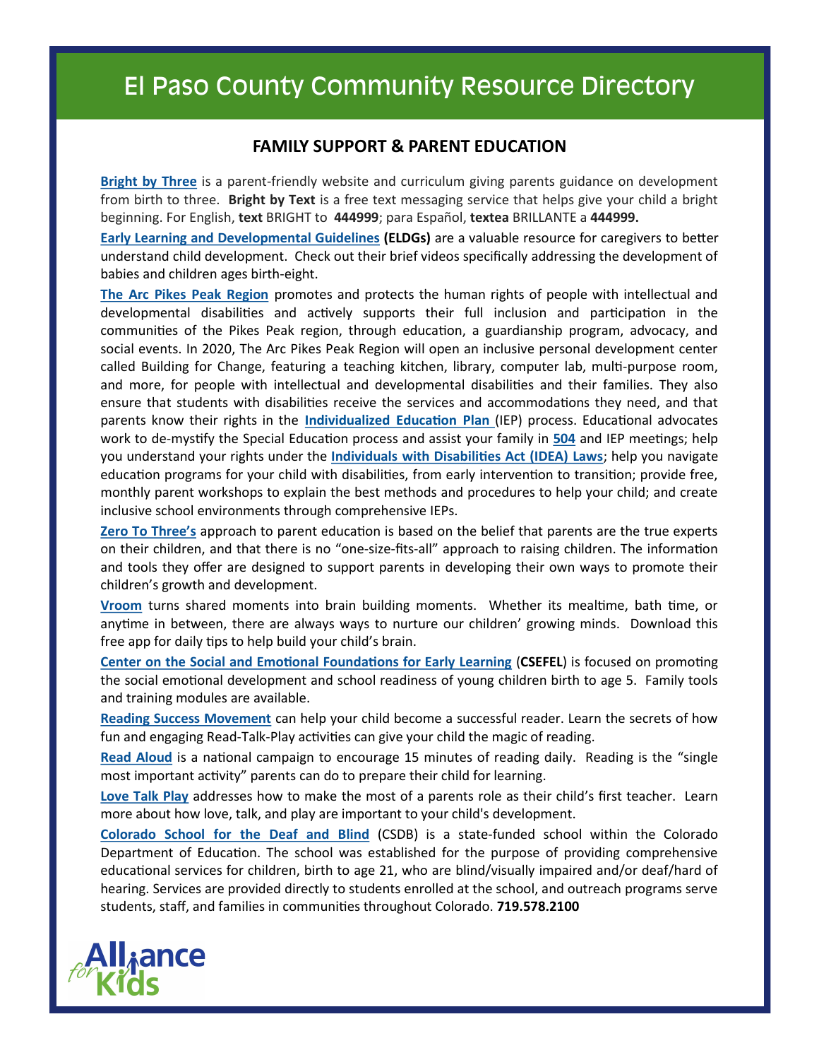# El Paso County Community Resource Directory

## FAMILY SUPPORT & PARENT EDUCATION

**Bright by Three** is a parent-friendly website and curriculum giving parents guidance on development from birth to three. **Bright by Text** is a free text messaging service that helps give your child a bright beginning. For English, **text** BRIGHT to **444999**; para Español, **textea** BRILLANTE a **444999.**

**Early Learning and Developmental Guidelines (ELDGs)** are a valuable resource for caregivers to better understand child development. Check out their brief videos specifically addressing the development of babies and children ages birth-eight.

**The Arc Pikes Peak Region** promotes and protects the human rights of people with intellectual and developmental disabilities and actively supports their full inclusion and participation in the communities of the Pikes Peak region, through education, a guardianship program, advocacy, and social events. In 2020, The Arc Pikes Peak Region will open an inclusive personal development center called Building for Change, featuring a teaching kitchen, library, computer lab, multi-purpose room, and more, for people with intellectual and developmental disabilities and their families. They also ensure that students with disabilities receive the services and accommodations they need, and that parents know their rights in the **Individualized Education Plan** (IEP) process. Educational advocates work to de-mystify the Special Education process and assist your family in **504** and IEP meetings; help you understand your rights under the **Individuals with Disabilities Act (IDEA) Laws**; help you navigate education programs for your child with disabilities, from early intervention to transition; provide free, monthly parent workshops to explain the best methods and procedures to help your child; and create inclusive school environments through comprehensive IEPs.

**Zero To Three's** approach to parent education is based on the belief that parents are the true experts on their children, and that there is no "one-size-fits-all" approach to raising children. The information and tools they offer are designed to support parents in developing their own ways to promote their children's growth and development.

**Vroom** turns shared moments into brain building moments. Whether its mealtime, bath time, or anytime in between, there are always ways to nurture our children' growing minds. Download this free app for daily tips to help build your child's brain.

**Center on the Social and Emotional Foundations for Early Learning** (**CSEFEL**) is focused on promoting the social emotional development and school readiness of young children birth to age 5. Family tools and training modules are available.

**Reading Success Movement** can help your child become a successful reader. Learn the secrets of how fun and engaging Read-Talk-Play activities can give your child the magic of reading.

**Read Aloud** is a national campaign to encourage 15 minutes of reading daily. Reading is the "single most important activity" parents can do to prepare their child for learning.

**Love Talk Play** addresses how to make the most of a parents role as their child's first teacher. Learn more about how love, talk, and play are important to your child's development.

**Colorado School for the Deaf and Blind** (CSDB) is a state-funded school within the Colorado Department of Education. The school was established for the purpose of providing comprehensive educational services for children, birth to age 21, who are blind/visually impaired and/or deaf/hard of hearing. Services are provided directly to students enrolled at the school, and outreach programs serve students, staff, and families in communities throughout Colorado. **719.578.2100**

Alliance for Kids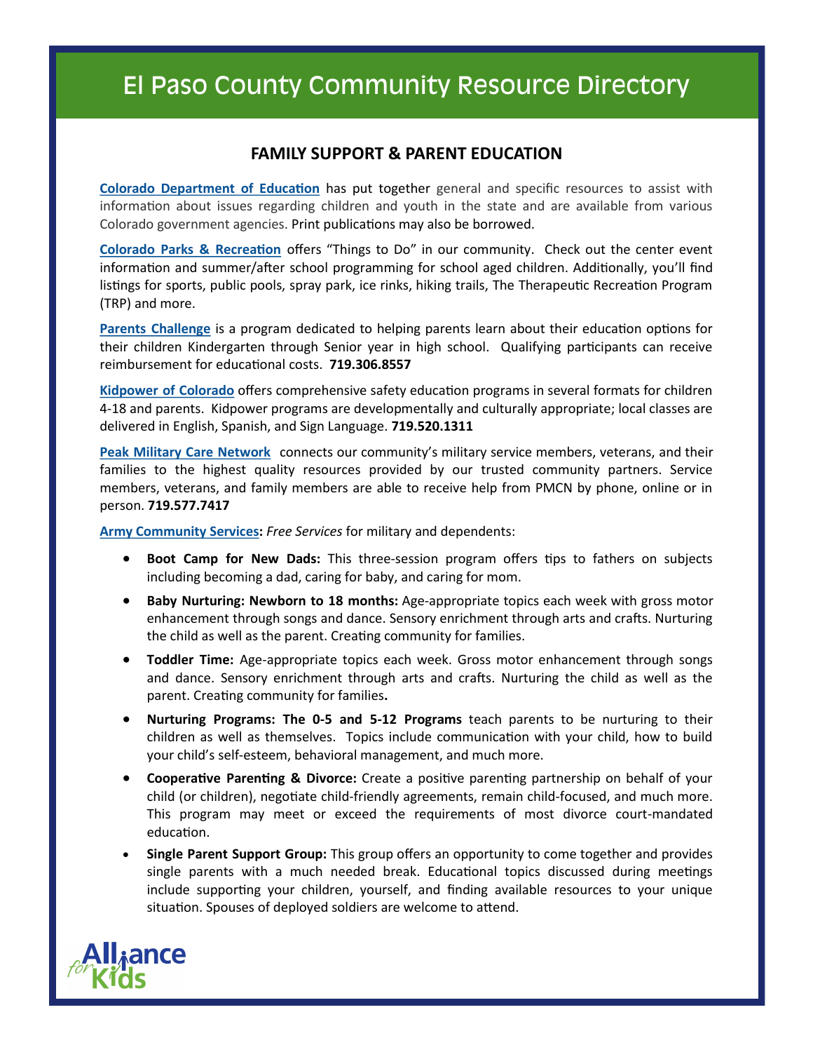# El Paso County Community Resource Directory

## FAMILY SUPPORT & PARENT EDUCATION

**Colorado Department of Education** has put together general and specific resources to assist with information about issues regarding children and youth in the state and are available from various Colorado government agencies. Print publications may also be borrowed.

**Colorado Parks & Recreation** offers "Things to Do" in our community. Check out the center event information and summer/after school programming for school aged children. Additionally, you'll find listings for sports, public pools, spray park, ice rinks, hiking trails, The Therapeutic Recreation Program (TRP) and more.

**Parents Challenge** is a program dedicated to helping parents learn about their education options for their children Kindergarten through Senior year in high school. Qualifying participants can receive reimbursement for educational costs. **719.306.8557**

**Kidpower of Colorado** offers comprehensive safety education programs in several formats for children 4-18 and parents. Kidpower programs are developmentally and culturally appropriate; local classes are delivered in English, Spanish, and Sign Language. **719.520.1311**

**Peak Military Care Network** connects our community's military service members, veterans, and their families to the highest quality resources provided by our trusted community partners. Service members, veterans, and family members are able to receive help from PMCN by phone, online or in person. **719.577.7417**

**Army Community Services:** *Free Services* for military and dependents:

- **Boot Camp for New Dads:** This three-session program offers tips to fathers on subjects including becoming a dad, caring for baby, and caring for mom.
- **Baby Nurturing: Newborn to 18 months:** Age-appropriate topics each week with gross motor enhancement through songs and dance. Sensory enrichment through arts and crafts. Nurturing the child as well as the parent. Creating community for families.
- **Toddler Time:** Age-appropriate topics each week. Gross motor enhancement through songs and dance. Sensory enrichment through arts and crafts. Nurturing the child as well as the parent. Creating community for families**.**
- **Nurturing Programs: The 0-5 and 5-12 Programs** teach parents to be nurturing to their children as well as themselves. Topics include communication with your child, how to build your child's self-esteem, behavioral management, and much more.
- **Cooperative Parenting & Divorce:** Create a positive parenting partnership on behalf of your child (or children), negotiate child-friendly agreements, remain child-focused, and much more. This program may meet or exceed the requirements of most divorce court-mandated education.
- **Single Parent Support Group:** This group offers an opportunity to come together and provides single parents with a much needed break. Educational topics discussed during meetings include supporting your children, yourself, and finding available resources to your unique situation. Spouses of deployed soldiers are welcome to attend.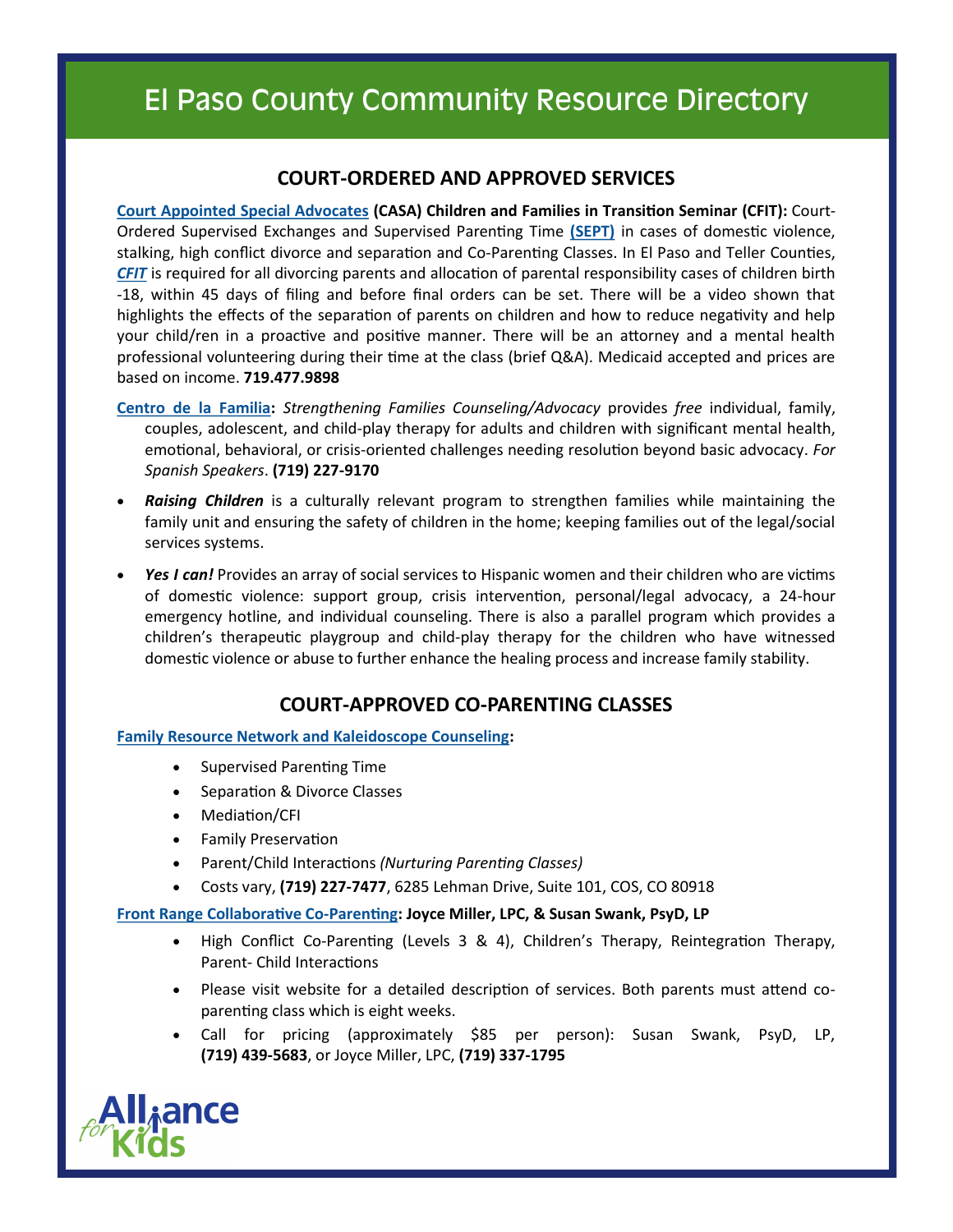# El Paso County Community Resource Directory

## COURT-ORDERED AND APPROVED SERVICES

**Court Appointed Special Advocates (CASA) Children and Families in Transition Seminar (CFIT):** Court-Ordered Supervised Exchanges and Supervised Parenting Time (SEPT) in cases of domestic violence, stalking, high conflict divorce and separation and Co-Parenting Classes. In El Paso and Teller Counties, ***CFIT*** is required for all divorcing parents and allocation of parental responsibility cases of children birth -18, within 45 days of filing and before final orders can be set. There will be a video shown that highlights the effects of the separation of parents on children and how to reduce negativity and help your child/ren in a proactive and positive manner. There will be an attorney and a mental health professional volunteering during their time at the class (brief Q&A). Medicaid accepted and prices are based on income. **719.477.9898**

**Centro de la Familia:** *Strengthening Families Counseling/Advocacy* provides *free* individual, family, couples, adolescent, and child-play therapy for adults and children with significant mental health, emotional, behavioral, or crisis-oriented challenges needing resolution beyond basic advocacy. *For Spanish Speakers*. **(719) 227-9170**

- ***Raising Children*** is a culturally relevant program to strengthen families while maintaining the family unit and ensuring the safety of children in the home; keeping families out of the legal/social services systems.
- ***Yes I can!*** Provides an array of social services to Hispanic women and their children who are victims of domestic violence: support group, crisis intervention, personal/legal advocacy, a 24-hour emergency hotline, and individual counseling. There is also a parallel program which provides a children's therapeutic playgroup and child-play therapy for the children who have witnessed domestic violence or abuse to further enhance the healing process and increase family stability.

## COURT-APPROVED CO-PARENTING CLASSES

**Family Resource Network and Kaleidoscope Counseling:**

- Supervised Parenting Time
- Separation & Divorce Classes
- Mediation/CFI
- Family Preservation
- Parent/Child Interactions *(Nurturing Parenting Classes)*
- Costs vary, **(719) 227-7477**, 6285 Lehman Drive, Suite 101, COS, CO 80918

**Front Range Collaborative Co-Parenting: Joyce Miller, LPC, & Susan Swank, PsyD, LP**

- High Conflict Co-Parenting (Levels 3 & 4), Children's Therapy, Reintegration Therapy, Parent- Child Interactions
- Please visit website for a detailed description of services. Both parents must attend co-parenting class which is eight weeks.
- Call for pricing (approximately $85 per person): Susan Swank, PsyD, LP, **(719) 439-5683**, or Joyce Miller, LPC, **(719) 337-1795**

Alliance for Kids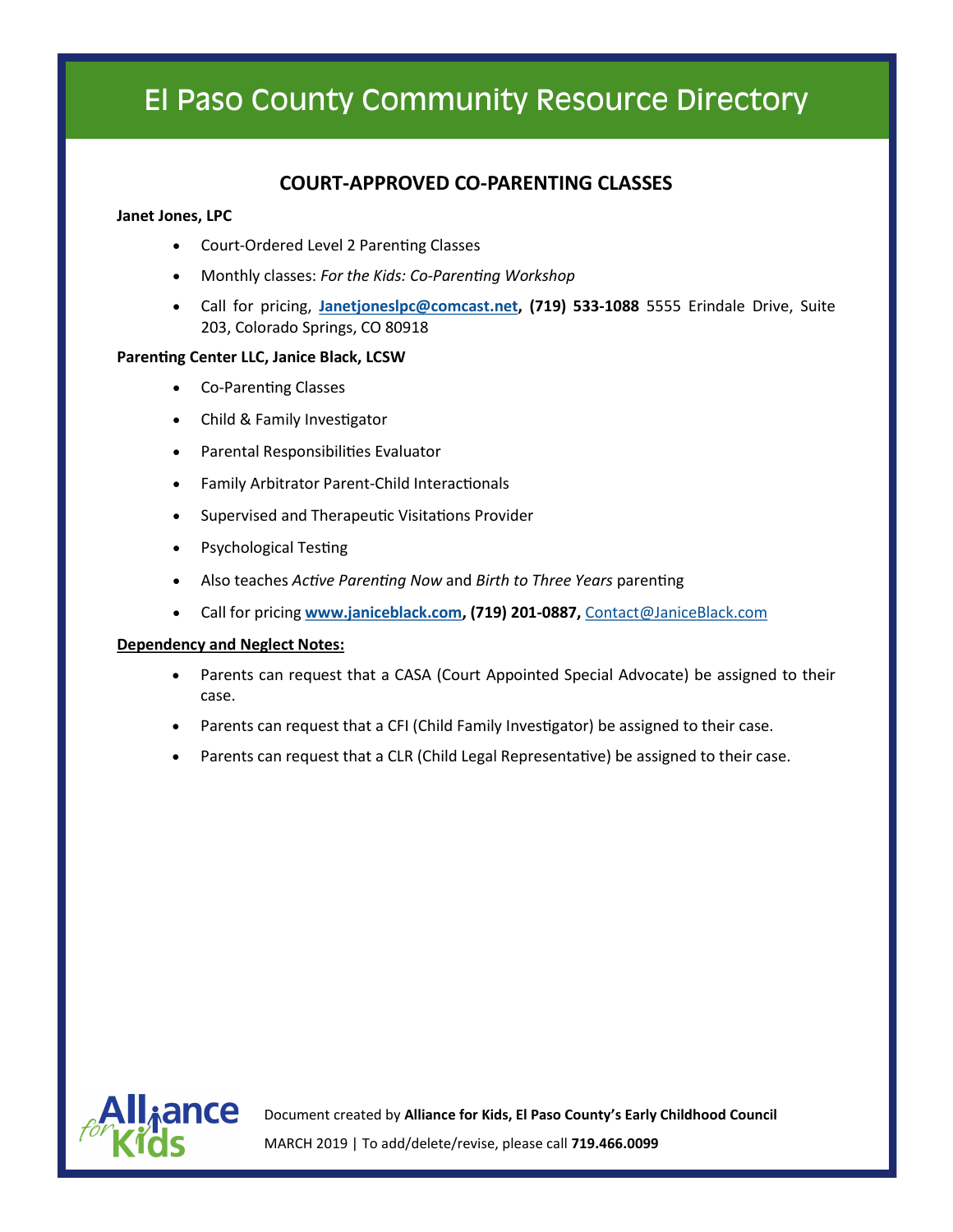# El Paso County Community Resource Directory

## COURT-APPROVED CO-PARENTING CLASSES

**Janet Jones, LPC**

- Court-Ordered Level 2 Parenting Classes
- Monthly classes: *For the Kids: Co-Parenting Workshop*
- Call for pricing, **Janetjoneslpc@comcast.net, (719) 533-1088** 5555 Erindale Drive, Suite 203, Colorado Springs, CO 80918

**Parenting Center LLC, Janice Black, LCSW**

- Co-Parenting Classes
- Child & Family Investigator
- Parental Responsibilities Evaluator
- Family Arbitrator Parent-Child Interactionals
- Supervised and Therapeutic Visitations Provider
- Psychological Testing
- Also teaches *Active Parenting Now* and *Birth to Three Years* parenting
- Call for pricing **www.janiceblack.com, (719) 201-0887,** Contact@JaniceBlack.com

**Dependency and Neglect Notes:**

- Parents can request that a CASA (Court Appointed Special Advocate) be assigned to their case.
- Parents can request that a CFI (Child Family Investigator) be assigned to their case.
- Parents can request that a CLR (Child Legal Representative) be assigned to their case.

Document created by **Alliance for Kids, El Paso County's Early Childhood Council**

MARCH 2019 | To add/delete/revise, please call **719.466.0099**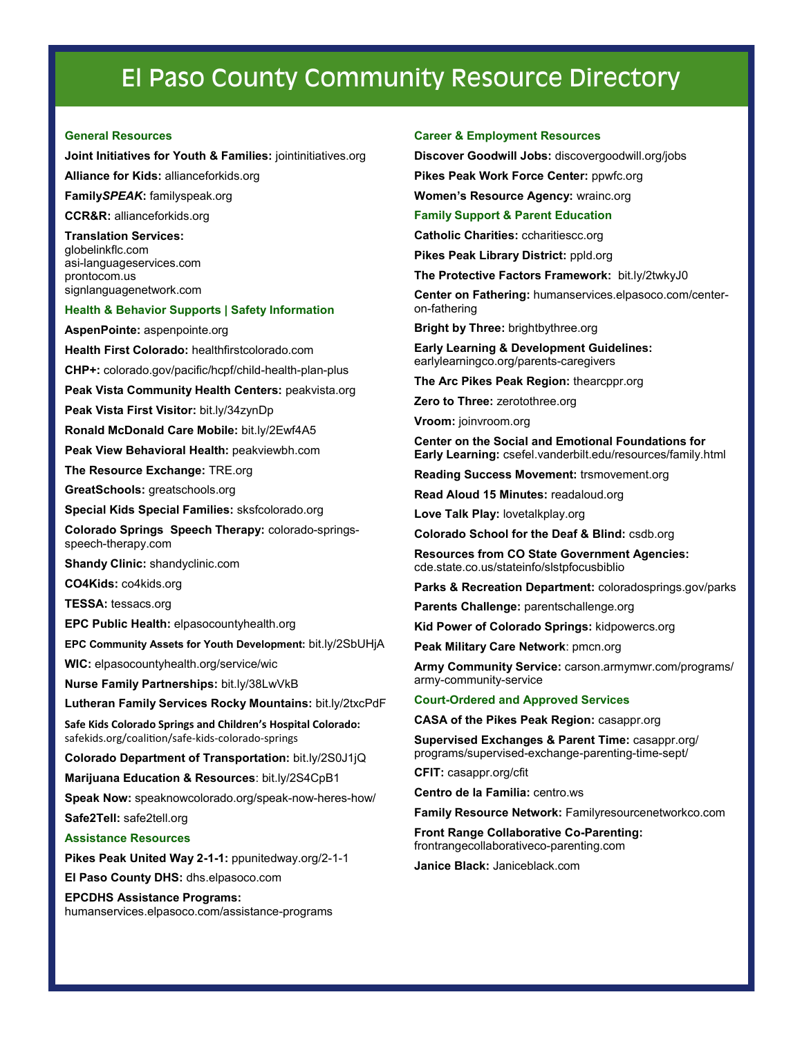# El Paso County Community Resource Directory

## General Resources

**Joint Initiatives for Youth & Families:** jointinitiatives.org

**Alliance for Kids:** allianceforkids.org

**Family*SPEAK*:** familyspeak.org

**CCR&R:** allianceforkids.org

**Translation Services:**
globelinkflc.com
asi-languageservices.com
prontocom.us
signlanguagenetwork.com

## Health & Behavior Supports | Safety Information

**AspenPointe:** aspenpointe.org

**Health First Colorado:** healthfirstcolorado.com

**CHP+:** colorado.gov/pacific/hcpf/child-health-plan-plus

**Peak Vista Community Health Centers:** peakvista.org

**Peak Vista First Visitor:** bit.ly/34zynDp

**Ronald McDonald Care Mobile:** bit.ly/2Ewf4A5

**Peak View Behavioral Health:** peakviewbh.com

**The Resource Exchange:** TRE.org

**GreatSchools:** greatschools.org

**Special Kids Special Families:** sksfcolorado.org

**Colorado Springs Speech Therapy:** colorado-springs-speech-therapy.com

**Shandy Clinic:** shandyclinic.com

**CO4Kids:** co4kids.org

**TESSA:** tessacs.org

**EPC Public Health:** elpasocountyhealth.org

**EPC Community Assets for Youth Development:** bit.ly/2SbUHjA

**WIC:** elpasocountyhealth.org/service/wic

**Nurse Family Partnerships:** bit.ly/38LwVkB

**Lutheran Family Services Rocky Mountains:** bit.ly/2txcPdF

**Safe Kids Colorado Springs and Children's Hospital Colorado:** safekids.org/coalition/safe-kids-colorado-springs

**Colorado Department of Transportation:** bit.ly/2S0J1jQ

**Marijuana Education & Resources**: bit.ly/2S4CpB1

**Speak Now:** speaknowcolorado.org/speak-now-heres-how/

**Safe2Tell:** safe2tell.org

## Assistance Resources

**Pikes Peak United Way 2-1-1:** ppunitedway.org/2-1-1

**El Paso County DHS:** dhs.elpasoco.com

**EPCDHS Assistance Programs:** humanservices.elpasoco.com/assistance-programs

## Career & Employment Resources

**Discover Goodwill Jobs:** discovergoodwill.org/jobs

**Pikes Peak Work Force Center:** ppwfc.org

**Women's Resource Agency:** wrainc.org

## Family Support & Parent Education

**Catholic Charities:** ccharitiescc.org

**Pikes Peak Library District:** ppld.org

**The Protective Factors Framework:** bit.ly/2twkyJ0

**Center on Fathering:** humanservices.elpasoco.com/center-on-fathering

**Bright by Three:** brightbythree.org

**Early Learning & Development Guidelines:** earlylearningco.org/parents-caregivers

**The Arc Pikes Peak Region:** thearcppr.org

**Zero to Three:** zerotothree.org

**Vroom:** joinvroom.org

**Center on the Social and Emotional Foundations for Early Learning:** csefel.vanderbilt.edu/resources/family.html

**Reading Success Movement:** trsmovement.org

**Read Aloud 15 Minutes:** readaloud.org

**Love Talk Play:** lovetalkplay.org

**Colorado School for the Deaf & Blind:** csdb.org

**Resources from CO State Government Agencies:** cde.state.co.us/stateinfo/slstpfocusbiblio

**Parks & Recreation Department:** coloradosprings.gov/parks

**Parents Challenge:** parentschallenge.org

**Kid Power of Colorado Springs:** kidpowercs.org

**Peak Military Care Network**: pmcn.org

**Army Community Service:** carson.armymwr.com/programs/army-community-service

## Court-Ordered and Approved Services

**CASA of the Pikes Peak Region:** casappr.org

**Supervised Exchanges & Parent Time:** casappr.org/programs/supervised-exchange-parenting-time-sept/

**CFIT:** casappr.org/cfit

**Centro de la Familia:** centro.ws

**Family Resource Network:** Familyresourcenetworkco.com

**Front Range Collaborative Co-Parenting:** frontrangecollaborativeco-parenting.com

**Janice Black:** Janiceblack.com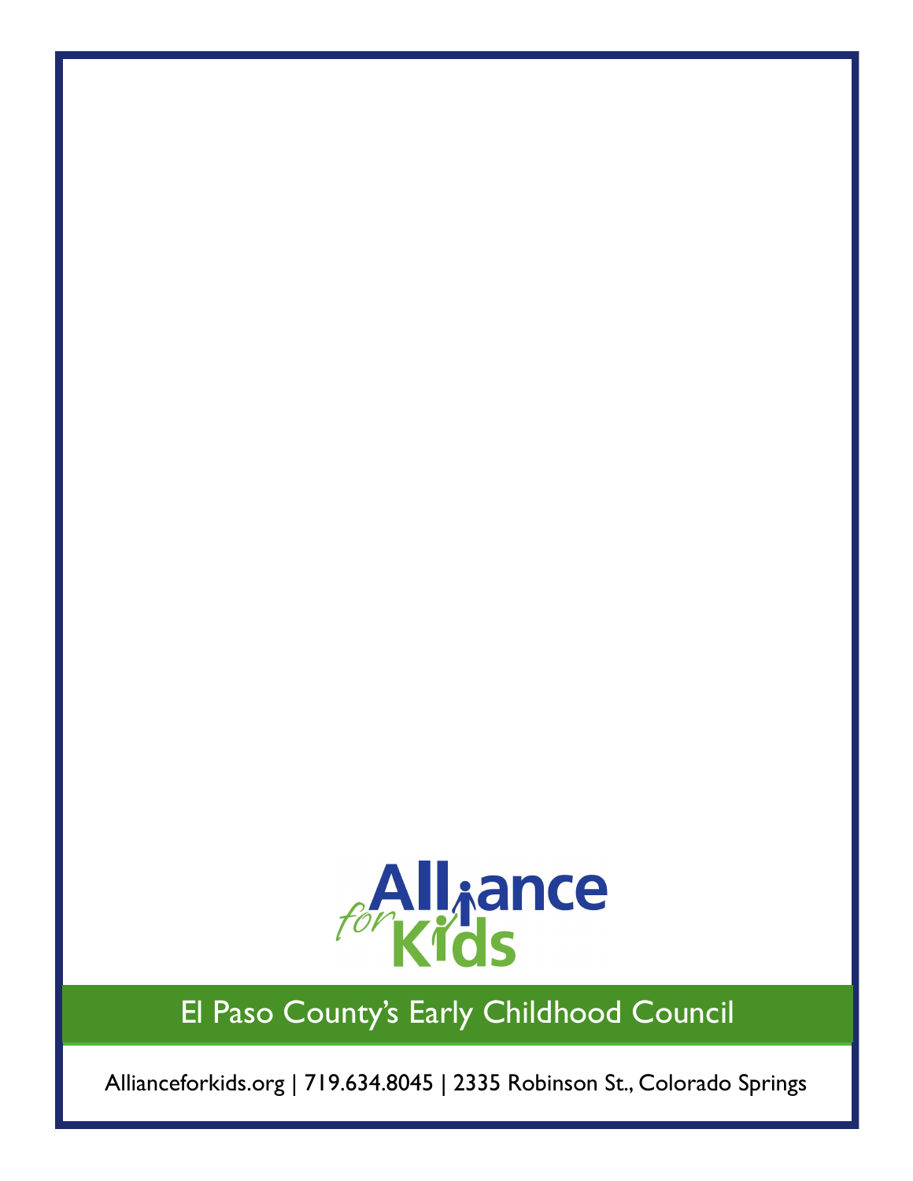for Alliance Kids

El Paso County's Early Childhood Council

Allianceforkids.org | 719.634.8045 | 2335 Robinson St., Colorado Springs